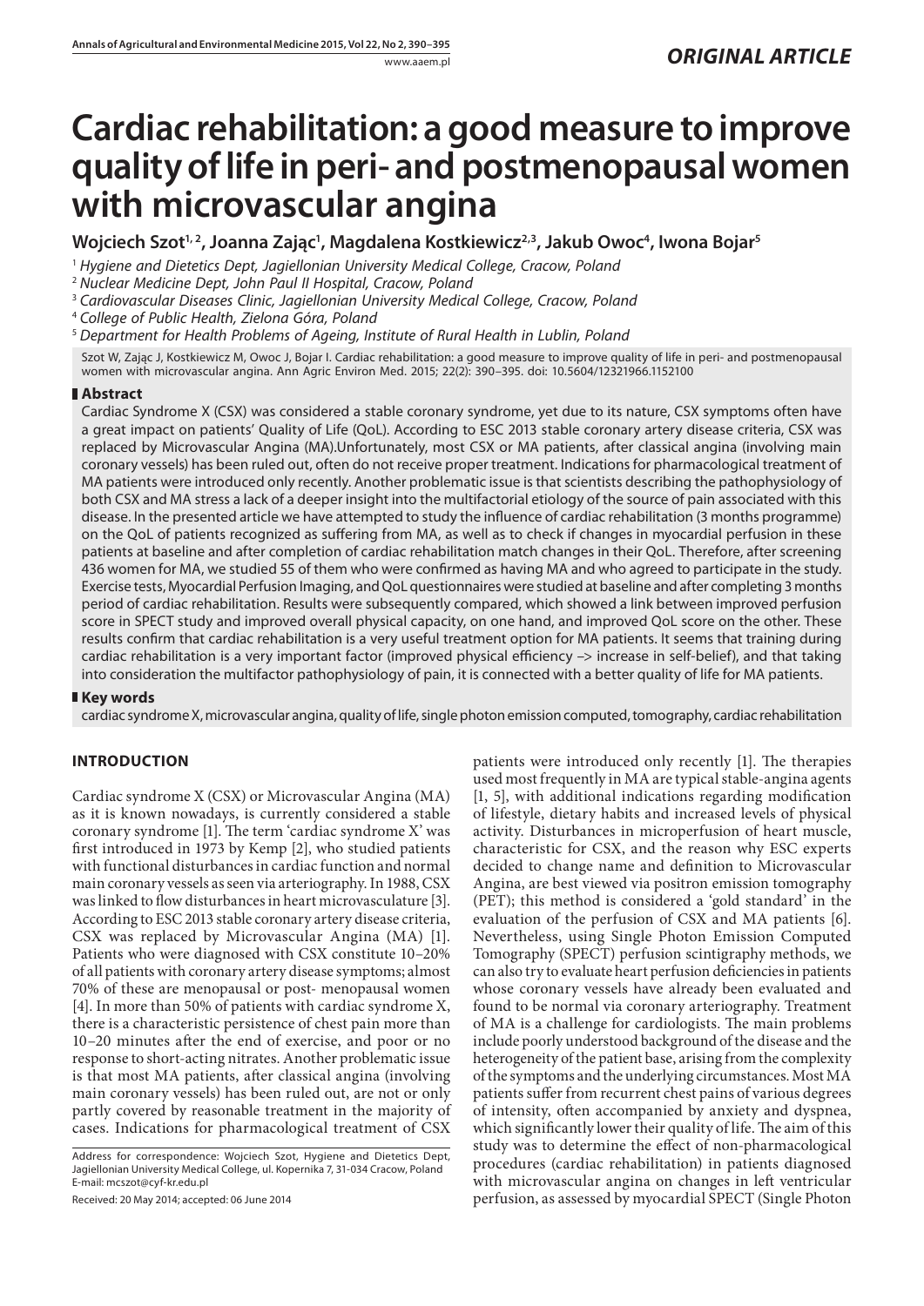*ORIGINAL ARTICLE*

# Cardiac rehabilitation: a good measure to improve quality of life in peri- and postmenopausal women with microvascular angina

**Wojciech Szot[1, 2], Joanna Zając[1], Magdalena Kostkiewicz[2,3], Jakub Owoc[4], Iwona Bojar[5]**

[1] *Hygiene and Dietetics Dept, Jagiellonian University Medical College, Cracow, Poland*
[2] *Nuclear Medicine Dept, John Paul II Hospital, Cracow, Poland*
[3] *Cardiovascular Diseases Clinic, Jagiellonian University Medical College, Cracow, Poland*
[4] *College of Public Health, Zielona Góra, Poland*
[5] *Department for Health Problems of Ageing, Institute of Rural Health in Lublin, Poland*

Szot W, Zając J, Kostkiewicz M, Owoc J, Bojar I. Cardiac rehabilitation: a good measure to improve quality of life in peri- and postmenopausal women with microvascular angina. Ann Agric Environ Med. 2015; 22(2): 390–395. doi: 10.5604/12321966.1152100

## Abstract

Cardiac Syndrome X (CSX) was considered a stable coronary syndrome, yet due to its nature, CSX symptoms often have a great impact on patients' Quality of Life (QoL). According to ESC 2013 stable coronary artery disease criteria, CSX was replaced by Microvascular Angina (MA).Unfortunately, most CSX or MA patients, after classical angina (involving main coronary vessels) has been ruled out, often do not receive proper treatment. Indications for pharmacological treatment of MA patients were introduced only recently. Another problematic issue is that scientists describing the pathophysiology of both CSX and MA stress a lack of a deeper insight into the multifactorial etiology of the source of pain associated with this disease. In the presented article we have attempted to study the influence of cardiac rehabilitation (3 months programme) on the QoL of patients recognized as suffering from MA, as well as to check if changes in myocardial perfusion in these patients at baseline and after completion of cardiac rehabilitation match changes in their QoL. Therefore, after screening 436 women for MA, we studied 55 of them who were confirmed as having MA and who agreed to participate in the study. Exercise tests, Myocardial Perfusion Imaging, and QoL questionnaires were studied at baseline and after completing 3 months period of cardiac rehabilitation. Results were subsequently compared, which showed a link between improved perfusion score in SPECT study and improved overall physical capacity, on one hand, and improved QoL score on the other. These results confirm that cardiac rehabilitation is a very useful treatment option for MA patients. It seems that training during cardiac rehabilitation is a very important factor (improved physical efficiency –> increase in self-belief), and that taking into consideration the multifactor pathophysiology of pain, it is connected with a better quality of life for MA patients.

## Key words

cardiac syndrome X, microvascular angina, quality of life, single photon emission computed, tomography, cardiac rehabilitation

## INTRODUCTION

Cardiac syndrome X (CSX) or Microvascular Angina (MA) as it is known nowadays, is currently considered a stable coronary syndrome [1]. The term 'cardiac syndrome X' was first introduced in 1973 by Kemp [2], who studied patients with functional disturbances in cardiac function and normal main coronary vessels as seen via arteriography. In 1988, CSX was linked to flow disturbances in heart microvasculature [3]. According to ESC 2013 stable coronary artery disease criteria, CSX was replaced by Microvascular Angina (MA) [1]. Patients who were diagnosed with CSX constitute 10–20% of all patients with coronary artery disease symptoms; almost 70% of these are menopausal or post- menopausal women [4]. In more than 50% of patients with cardiac syndrome X, there is a characteristic persistence of chest pain more than 10–20 minutes after the end of exercise, and poor or no response to short-acting nitrates. Another problematic issue is that most MA patients, after classical angina (involving main coronary vessels) has been ruled out, are not or only partly covered by reasonable treatment in the majority of cases. Indications for pharmacological treatment of CSX patients were introduced only recently [1]. The therapies used most frequently in MA are typical stable-angina agents [1, 5], with additional indications regarding modification of lifestyle, dietary habits and increased levels of physical activity. Disturbances in microperfusion of heart muscle, characteristic for CSX, and the reason why ESC experts decided to change name and definition to Microvascular Angina, are best viewed via positron emission tomography (PET); this method is considered a 'gold standard' in the evaluation of the perfusion of CSX and MA patients [6]. Nevertheless, using Single Photon Emission Computed Tomography (SPECT) perfusion scintigraphy methods, we can also try to evaluate heart perfusion deficiencies in patients whose coronary vessels have already been evaluated and found to be normal via coronary arteriography. Treatment of MA is a challenge for cardiologists. The main problems include poorly understood background of the disease and the heterogeneity of the patient base, arising from the complexity of the symptoms and the underlying circumstances. Most MA patients suffer from recurrent chest pains of various degrees of intensity, often accompanied by anxiety and dyspnea, which significantly lower their quality of life. The aim of this study was to determine the effect of non-pharmacological procedures (cardiac rehabilitation) in patients diagnosed with microvascular angina on changes in left ventricular perfusion, as assessed by myocardial SPECT (Single Photon

Address for correspondence: Wojciech Szot, Hygiene and Dietetics Dept, Jagiellonian University Medical College, ul. Kopernika 7, 31-034 Cracow, Poland
E-mail: mcszot@cyf-kr.edu.pl

Received: 20 May 2014; accepted: 06 June 2014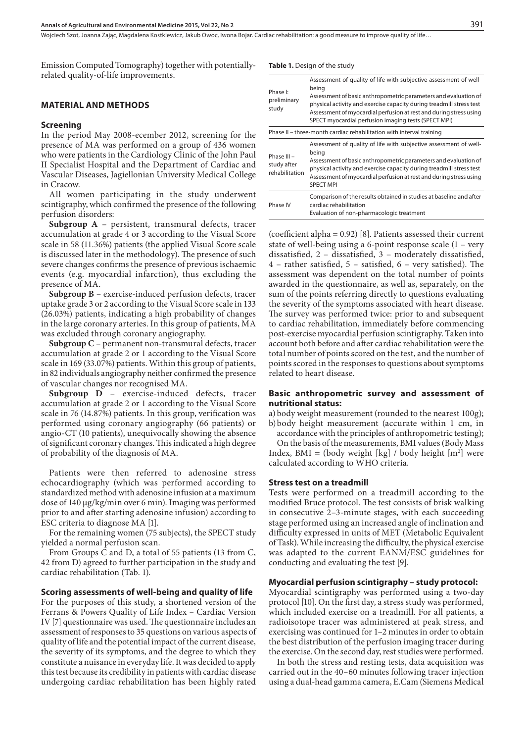Emission Computed Tomography) together with potentially-related quality-of-life improvements.

## MATERIAL AND METHODS

### Screening

In the period May 2008-ecember 2012, screening for the presence of MA was performed on a group of 436 women who were patients in the Cardiology Clinic of the John Paul II Specialist Hospital and the Department of Cardiac and Vascular Diseases, Jagiellonian University Medical College in Cracow.

All women participating in the study underwent scintigraphy, which confirmed the presence of the following perfusion disorders:

**Subgroup A** – persistent, transmural defects, tracer accumulation at grade 4 or 3 according to the Visual Score scale in 58 (11.36%) patients (the applied Visual Score scale is discussed later in the methodology). The presence of such severe changes confirms the presence of previous ischaemic events (e.g. myocardial infarction), thus excluding the presence of MA.

**Subgroup B** – exercise-induced perfusion defects, tracer uptake grade 3 or 2 according to the Visual Score scale in 133 (26.03%) patients, indicating a high probability of changes in the large coronary arteries. In this group of patients, MA was excluded through coronary angiography.

**Subgroup C** – permanent non-transmural defects, tracer accumulation at grade 2 or 1 according to the Visual Score scale in 169 (33.07%) patients. Within this group of patients, in 82 individuals angiography neither confirmed the presence of vascular changes nor recognised MA.

**Subgroup D** – exercise-induced defects, tracer accumulation at grade 2 or 1 according to the Visual Score scale in 76 (14.87%) patients. In this group, verification was performed using coronary angiography (66 patients) or angio-CT (10 patients), unequivocally showing the absence of significant coronary changes. This indicated a high degree of probability of the diagnosis of MA.

Patients were then referred to adenosine stress echocardiography (which was performed according to standardized method with adenosine infusion at a maximum dose of 140 µg/kg/min over 6 min). Imaging was performed prior to and after starting adenosine infusion) according to ESC criteria to diagnose MA [1].

For the remaining women (75 subjects), the SPECT study yielded a normal perfusion scan.

From Groups C and D, a total of 55 patients (13 from C, 42 from D) agreed to further participation in the study and cardiac rehabilitation (Tab. 1).

### Scoring assessments of well-being and quality of life

For the purposes of this study, a shortened version of the Ferrans & Powers Quality of Life Index – Cardiac Version IV [7] questionnaire was used. The questionnaire includes an assessment of responses to 35 questions on various aspects of quality of life and the potential impact of the current disease, the severity of its symptoms, and the degree to which they constitute a nuisance in everyday life. It was decided to apply this test because its credibility in patients with cardiac disease undergoing cardiac rehabilitation has been highly rated (coefficient alpha = 0.92) [8]. Patients assessed their current state of well-being using a 6-point response scale (1 – very dissatisfied, 2 – dissatisfied, 3 – moderately dissatisfied, 4 – rather satisfied, 5 – satisfied, 6 – very satisfied). The assessment was dependent on the total number of points awarded in the questionnaire, as well as, separately, on the sum of the points referring directly to questions evaluating the severity of the symptoms associated with heart disease. The survey was performed twice: prior to and subsequent to cardiac rehabilitation, immediately before commencing post-exercise myocardial perfusion scintigraphy. Taken into account both before and after cardiac rehabilitation were the total number of points scored on the test, and the number of points scored in the responses to questions about symptoms related to heart disease.

**Table 1.** Design of the study

| | |
|---|---|
| Phase I: preliminary study | Assessment of quality of life with subjective assessment of well-being<br>Assessment of basic anthropometric parameters and evaluation of physical activity and exercise capacity during treadmill stress test<br>Assessment of myocardial perfusion at rest and during stress using SPECT myocardial perfusion imaging tests (SPECT MPI) |
| Phase II – three-month cardiac rehabilitation with interval training | |
| Phase III – study after rehabilitation | Assessment of quality of life with subjective assessment of well-being<br>Assessment of basic anthropometric parameters and evaluation of physical activity and exercise capacity during treadmill stress test<br>Assessment of myocardial perfusion at rest and during stress using SPECT MPI |
| Phase IV | Comparison of the results obtained in studies at baseline and after cardiac rehabilitation<br>Evaluation of non-pharmacologic treatment |

### Basic anthropometric survey and assessment of nutritional status:

a) body weight measurement (rounded to the nearest 100g);
b) body height measurement (accurate within 1 cm, in accordance with the principles of anthropometric testing);

On the basis of the measurements, BMI values (Body Mass Index, BMI = (body weight [kg] / body height [m$^2$] were calculated according to WHO criteria.

### Stress test on a treadmill

Tests were performed on a treadmill according to the modified Bruce protocol. The test consists of brisk walking in consecutive 2–3-minute stages, with each succeeding stage performed using an increased angle of inclination and difficulty expressed in units of MET (Metabolic Equivalent of Task). While increasing the difficulty, the physical exercise was adapted to the current EANM/ESC guidelines for conducting and evaluating the test [9].

### Myocardial perfusion scintigraphy – study protocol:

Myocardial scintigraphy was performed using a two-day protocol [10]. On the first day, a stress study was performed, which included exercise on a treadmill. For all patients, a radioisotope tracer was administered at peak stress, and exercising was continued for 1–2 minutes in order to obtain the best distribution of the perfusion imaging tracer during the exercise. On the second day, rest studies were performed.

In both the stress and resting tests, data acquisition was carried out in the 40–60 minutes following tracer injection using a dual-head gamma camera, E.Cam (Siemens Medical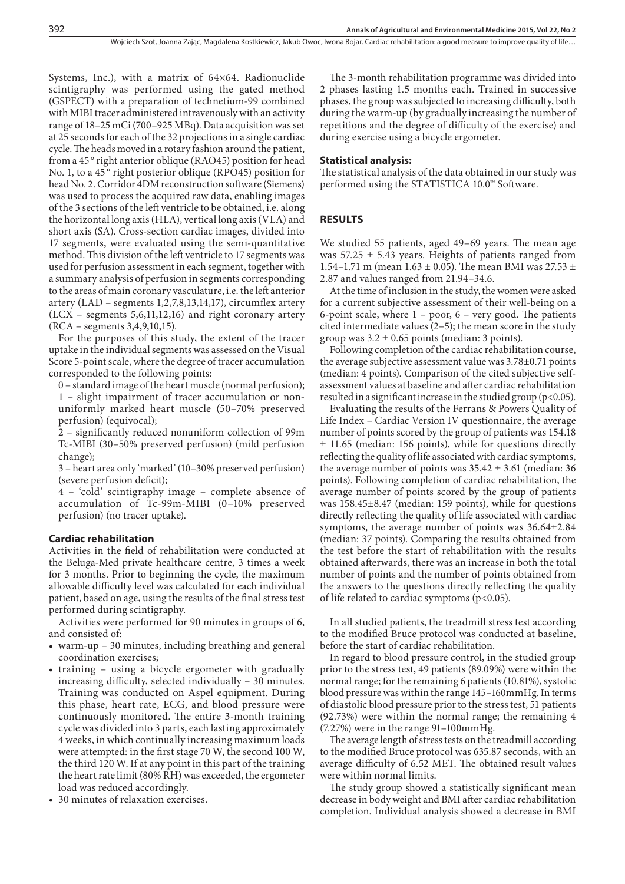Systems, Inc.), with a matrix of 64×64. Radionuclide scintigraphy was performed using the gated method (GSPECT) with a preparation of technetium-99 combined with MIBI tracer administered intravenously with an activity range of 18–25 mCi (700–925 MBq). Data acquisition was set at 25 seconds for each of the 32 projections in a single cardiac cycle. The heads moved in a rotary fashion around the patient, from a 45° right anterior oblique (RAO45) position for head No. 1, to a 45° right posterior oblique (RPO45) position for head No. 2. Corridor 4DM reconstruction software (Siemens) was used to process the acquired raw data, enabling images of the 3 sections of the left ventricle to be obtained, i.e. along the horizontal long axis (HLA), vertical long axis (VLA) and short axis (SA). Cross-section cardiac images, divided into 17 segments, were evaluated using the semi-quantitative method. This division of the left ventricle to 17 segments was used for perfusion assessment in each segment, together with a summary analysis of perfusion in segments corresponding to the areas of main coronary vasculature, i.e. the left anterior artery (LAD – segments 1,2,7,8,13,14,17), circumflex artery (LCX – segments 5,6,11,12,16) and right coronary artery (RCA – segments 3,4,9,10,15).

For the purposes of this study, the extent of the tracer uptake in the individual segments was assessed on the Visual Score 5-point scale, where the degree of tracer accumulation corresponded to the following points:

0 – standard image of the heart muscle (normal perfusion);
1 – slight impairment of tracer accumulation or non-uniformly marked heart muscle (50–70% preserved perfusion) (equivocal);
2 – significantly reduced nonuniform collection of 99m Tc-MIBI (30–50% preserved perfusion) (mild perfusion change);
3 – heart area only 'marked' (10–30% preserved perfusion) (severe perfusion deficit);
4 – 'cold' scintigraphy image – complete absence of accumulation of Tc-99m-MIBI (0–10% preserved perfusion) (no tracer uptake).

### Cardiac rehabilitation

Activities in the field of rehabilitation were conducted at the Beluga-Med private healthcare centre, 3 times a week for 3 months. Prior to beginning the cycle, the maximum allowable difficulty level was calculated for each individual patient, based on age, using the results of the final stress test performed during scintigraphy.

Activities were performed for 90 minutes in groups of 6, and consisted of:

- warm-up – 30 minutes, including breathing and general coordination exercises;
- training – using a bicycle ergometer with gradually increasing difficulty, selected individually – 30 minutes. Training was conducted on Aspel equipment. During this phase, heart rate, ECG, and blood pressure were continuously monitored. The entire 3-month training cycle was divided into 3 parts, each lasting approximately 4 weeks, in which continually increasing maximum loads were attempted: in the first stage 70 W, the second 100 W, the third 120 W. If at any point in this part of the training the heart rate limit (80% RH) was exceeded, the ergometer load was reduced accordingly.
- 30 minutes of relaxation exercises.

The 3-month rehabilitation programme was divided into 2 phases lasting 1.5 months each. Trained in successive phases, the group was subjected to increasing difficulty, both during the warm-up (by gradually increasing the number of repetitions and the degree of difficulty of the exercise) and during exercise using a bicycle ergometer.

### Statistical analysis:

The statistical analysis of the data obtained in our study was performed using the STATISTICA 10.0™ Software.

## RESULTS

We studied 55 patients, aged 49–69 years. The mean age was 57.25 ± 5.43 years. Heights of patients ranged from 1.54–1.71 m (mean 1.63 ± 0.05). The mean BMI was 27.53 ± 2.87 and values ranged from 21.94–34.6.

At the time of inclusion in the study, the women were asked for a current subjective assessment of their well-being on a 6-point scale, where 1 – poor, 6 – very good. The patients cited intermediate values (2–5); the mean score in the study group was 3.2 ± 0.65 points (median: 3 points).

Following completion of the cardiac rehabilitation course, the average subjective assessment value was 3.78±0.71 points (median: 4 points). Comparison of the cited subjective self-assessment values at baseline and after cardiac rehabilitation resulted in a significant increase in the studied group ($p<0.05$).

Evaluating the results of the Ferrans & Powers Quality of Life Index – Cardiac Version IV questionnaire, the average number of points scored by the group of patients was 154.18 ± 11.65 (median: 156 points), while for questions directly reflecting the quality of life associated with cardiac symptoms, the average number of points was 35.42 ± 3.61 (median: 36 points). Following completion of cardiac rehabilitation, the average number of points scored by the group of patients was 158.45±8.47 (median: 159 points), while for questions directly reflecting the quality of life associated with cardiac symptoms, the average number of points was 36.64±2.84 (median: 37 points). Comparing the results obtained from the test before the start of rehabilitation with the results obtained afterwards, there was an increase in both the total number of points and the number of points obtained from the answers to the questions directly reflecting the quality of life related to cardiac symptoms ($p<0.05$).

In all studied patients, the treadmill stress test according to the modified Bruce protocol was conducted at baseline, before the start of cardiac rehabilitation.

In regard to blood pressure control, in the studied group prior to the stress test, 49 patients (89.09%) were within the normal range; for the remaining 6 patients (10.81%), systolic blood pressure was within the range 145–160mmHg. In terms of diastolic blood pressure prior to the stress test, 51 patients (92.73%) were within the normal range; the remaining 4 (7.27%) were in the range 91–100mmHg.

The average length of stress tests on the treadmill according to the modified Bruce protocol was 635.87 seconds, with an average difficulty of 6.52 MET. The obtained result values were within normal limits.

The study group showed a statistically significant mean decrease in body weight and BMI after cardiac rehabilitation completion. Individual analysis showed a decrease in BMI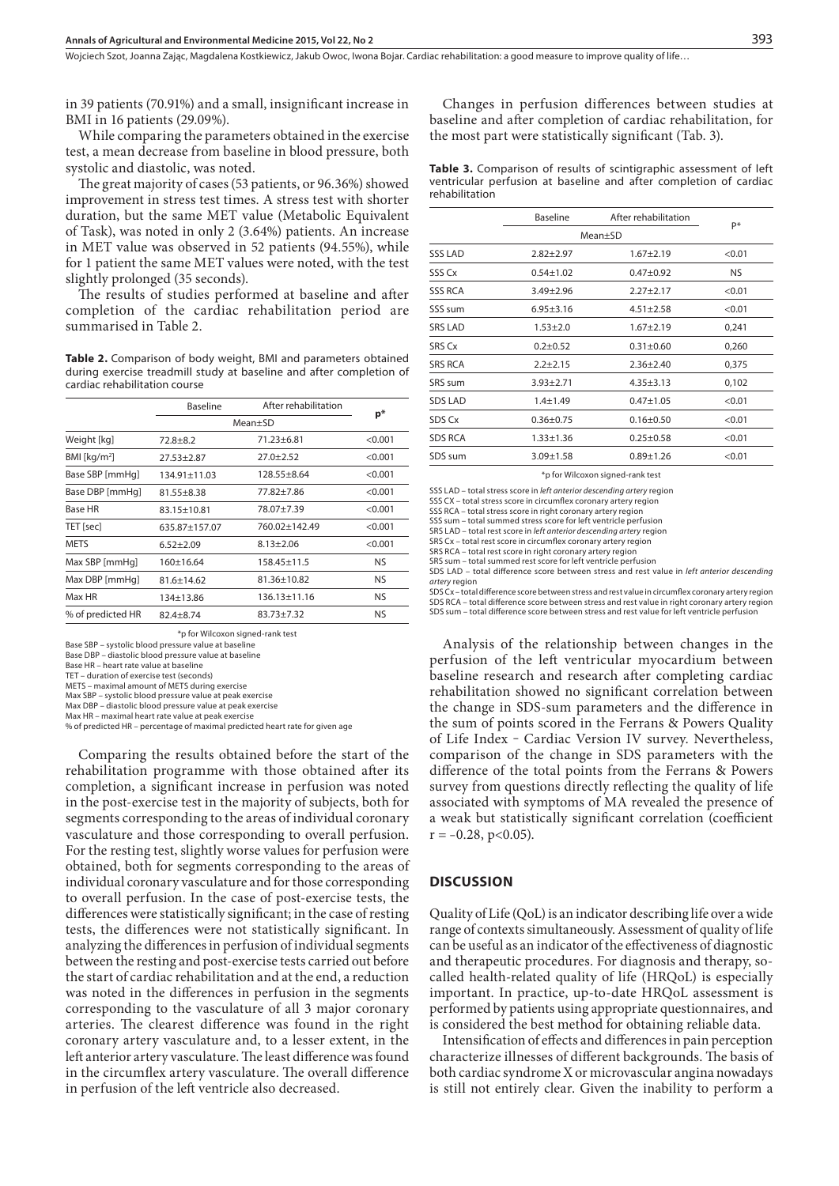in 39 patients (70.91%) and a small, insignificant increase in BMI in 16 patients (29.09%).

While comparing the parameters obtained in the exercise test, a mean decrease from baseline in blood pressure, both systolic and diastolic, was noted.

The great majority of cases (53 patients, or 96.36%) showed improvement in stress test times. A stress test with shorter duration, but the same MET value (Metabolic Equivalent of Task), was noted in only 2 (3.64%) patients. An increase in MET value was observed in 52 patients (94.55%), while for 1 patient the same MET values were noted, with the test slightly prolonged (35 seconds).

The results of studies performed at baseline and after completion of the cardiac rehabilitation period are summarised in Table 2.

**Table 2.** Comparison of body weight, BMI and parameters obtained during exercise treadmill study at baseline and after completion of cardiac rehabilitation course

| | Baseline | After rehabilitation | p* |
|---|---|---|---|
| | Mean±SD | | |
| Weight [kg] | 72.8±8.2 | 71.23±6.81 | <0.001 |
| BMI [kg/m$^2$] | 27.53±2.87 | 27.0±2.52 | <0.001 |
| Base SBP [mmHg] | 134.91±11.03 | 128.55±8.64 | <0.001 |
| Base DBP [mmHg] | 81.55±8.38 | 77.82±7.86 | <0.001 |
| Base HR | 83.15±10.81 | 78.07±7.39 | <0.001 |
| TET [sec] | 635.87±157.07 | 760.02±142.49 | <0.001 |
| METS | 6.52±2.09 | 8.13±2.06 | <0.001 |
| Max SBP [mmHg] | 160±16.64 | 158.45±11.5 | NS |
| Max DBP [mmHg] | 81.6±14.62 | 81.36±10.82 | NS |
| Max HR | 134±13.86 | 136.13±11.16 | NS |
| % of predicted HR | 82.4±8.74 | 83.73±7.32 | NS |

*p for Wilcoxon signed-rank test

Base SBP – systolic blood pressure value at baseline
Base DBP – diastolic blood pressure value at baseline
Base HR – heart rate value at baseline
TET – duration of exercise test (seconds)
METS – maximal amount of METS during exercise
Max SBP – systolic blood pressure value at peak exercise
Max DBP – diastolic blood pressure value at peak exercise
Max HR – maximal heart rate value at peak exercise
% of predicted HR – percentage of maximal predicted heart rate for given age

Comparing the results obtained before the start of the rehabilitation programme with those obtained after its completion, a significant increase in perfusion was noted in the post-exercise test in the majority of subjects, both for segments corresponding to the areas of individual coronary vasculature and those corresponding to overall perfusion. For the resting test, slightly worse values for perfusion were obtained, both for segments corresponding to the areas of individual coronary vasculature and for those corresponding to overall perfusion. In the case of post-exercise tests, the differences were statistically significant; in the case of resting tests, the differences were not statistically significant. In analyzing the differences in perfusion of individual segments between the resting and post-exercise tests carried out before the start of cardiac rehabilitation and at the end, a reduction was noted in the differences in perfusion in the segments corresponding to the vasculature of all 3 major coronary arteries. The clearest difference was found in the right coronary artery vasculature and, to a lesser extent, in the left anterior artery vasculature. The least difference was found in the circumflex artery vasculature. The overall difference in perfusion of the left ventricle also decreased.

Changes in perfusion differences between studies at baseline and after completion of cardiac rehabilitation, for the most part were statistically significant (Tab. 3).

**Table 3.** Comparison of results of scintigraphic assessment of left ventricular perfusion at baseline and after completion of cardiac rehabilitation

| | Baseline | After rehabilitation | P* |
|---|---|---|---|
| | Mean±SD | | |
| SSS LAD | 2.82±2.97 | 1.67±2.19 | <0.01 |
| SSS Cx | 0.54±1.02 | 0.47±0.92 | NS |
| SSS RCA | 3.49±2.96 | 2.27±2.17 | <0.01 |
| SSS sum | 6.95±3.16 | 4.51±2.58 | <0.01 |
| SRS LAD | 1.53±2.0 | 1.67±2.19 | 0,241 |
| SRS Cx | 0.2±0.52 | 0.31±0.60 | 0,260 |
| SRS RCA | 2.2±2.15 | 2.36±2.40 | 0,375 |
| SRS sum | 3.93±2.71 | 4.35±3.13 | 0,102 |
| SDS LAD | 1.4±1.49 | 0.47±1.05 | <0.01 |
| SDS Cx | 0.36±0.75 | 0.16±0.50 | <0.01 |
| SDS RCA | 1.33±1.36 | 0.25±0.58 | <0.01 |
| SDS sum | 3.09±1.58 | 0.89±1.26 | <0.01 |

*p for Wilcoxon signed-rank test

SSS LAD – total stress score in *left anterior descending artery* region
SSS CX – total stress score in circumflex coronary artery region
SSS RCA – total stress score in right coronary artery region
SSS sum – total summed stress score for left ventricle perfusion
SRS LAD – total rest score in *left anterior descending artery* region
SRS Cx – total rest score in circumflex coronary artery region
SRS RCA – total rest score in right coronary artery region
SRS sum – total summed rest score for left ventricle perfusion
SDS LAD – total difference score between stress and rest value in *left anterior descending artery* region
SDS Cx – total difference score between stress and rest value in circumflex coronary artery region
SDS RCA – total difference score between stress and rest value in right coronary artery region
SDS sum – total difference score between stress and rest value for left ventricle perfusion

Analysis of the relationship between changes in the perfusion of the left ventricular myocardium between baseline research and research after completing cardiac rehabilitation showed no significant correlation between the change in SDS-sum parameters and the difference in the sum of points scored in the Ferrans & Powers Quality of Life Index – Cardiac Version IV survey. Nevertheless, comparison of the change in SDS parameters with the difference of the total points from the Ferrans & Powers survey from questions directly reflecting the quality of life associated with symptoms of MA revealed the presence of a weak but statistically significant correlation (coefficient $r = -0.28$, $p<0.05$).

## DISCUSSION

Quality of Life (QoL) is an indicator describing life over a wide range of contexts simultaneously. Assessment of quality of life can be useful as an indicator of the effectiveness of diagnostic and therapeutic procedures. For diagnosis and therapy, so-called health-related quality of life (HRQoL) is especially important. In practice, up-to-date HRQoL assessment is performed by patients using appropriate questionnaires, and is considered the best method for obtaining reliable data.

Intensification of effects and differences in pain perception characterize illnesses of different backgrounds. The basis of both cardiac syndrome X or microvascular angina nowadays is still not entirely clear. Given the inability to perform a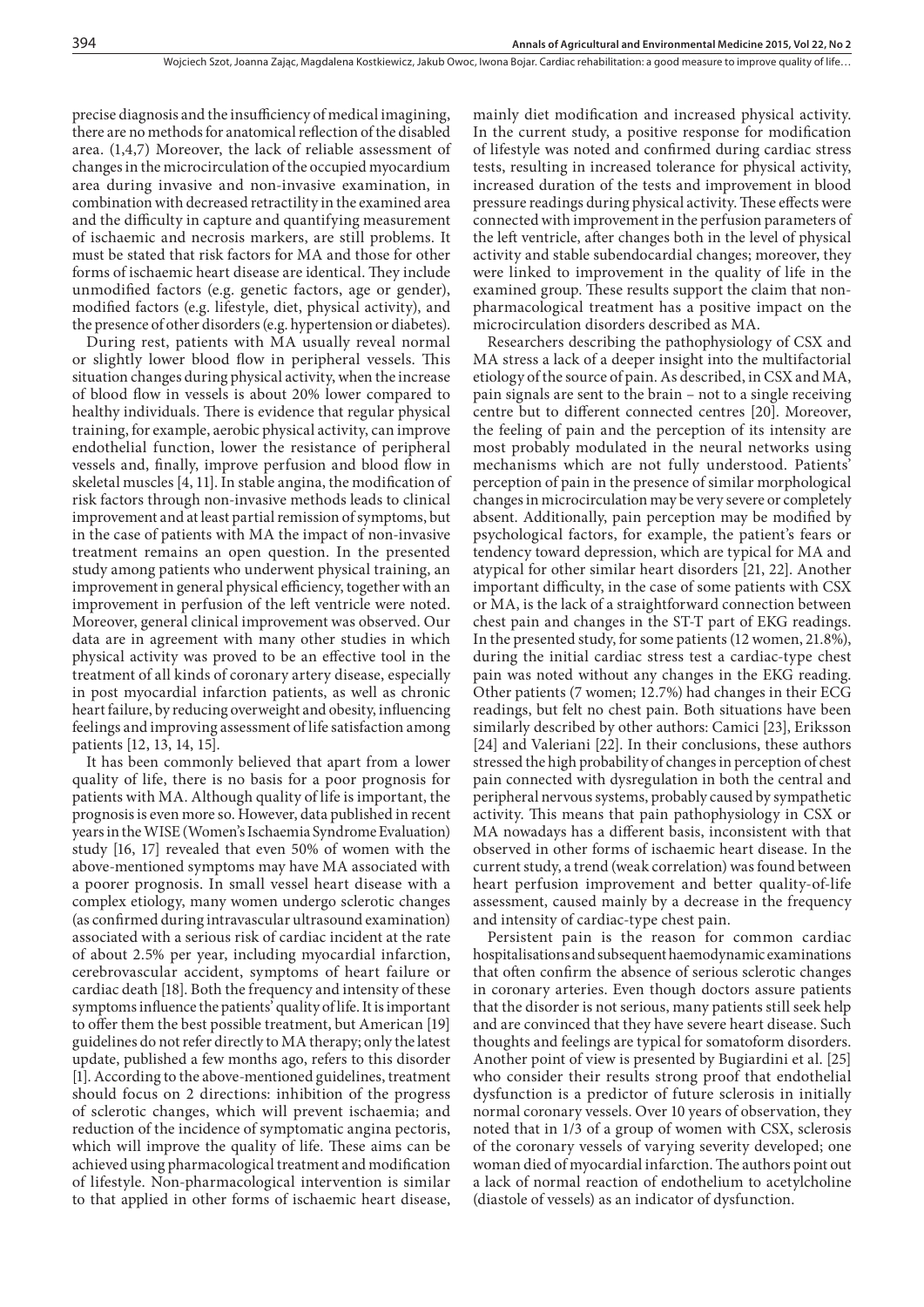precise diagnosis and the insufficiency of medical imagining, there are no methods for anatomical reflection of the disabled area. (1,4,7) Moreover, the lack of reliable assessment of changes in the microcirculation of the occupied myocardium area during invasive and non-invasive examination, in combination with decreased retractility in the examined area and the difficulty in capture and quantifying measurement of ischaemic and necrosis markers, are still problems. It must be stated that risk factors for MA and those for other forms of ischaemic heart disease are identical. They include unmodified factors (e.g. genetic factors, age or gender), modified factors (e.g. lifestyle, diet, physical activity), and the presence of other disorders (e.g. hypertension or diabetes).

During rest, patients with MA usually reveal normal or slightly lower blood flow in peripheral vessels. This situation changes during physical activity, when the increase of blood flow in vessels is about 20% lower compared to healthy individuals. There is evidence that regular physical training, for example, aerobic physical activity, can improve endothelial function, lower the resistance of peripheral vessels and, finally, improve perfusion and blood flow in skeletal muscles [4, 11]. In stable angina, the modification of risk factors through non-invasive methods leads to clinical improvement and at least partial remission of symptoms, but in the case of patients with MA the impact of non-invasive treatment remains an open question. In the presented study among patients who underwent physical training, an improvement in general physical efficiency, together with an improvement in perfusion of the left ventricle were noted. Moreover, general clinical improvement was observed. Our data are in agreement with many other studies in which physical activity was proved to be an effective tool in the treatment of all kinds of coronary artery disease, especially in post myocardial infarction patients, as well as chronic heart failure, by reducing overweight and obesity, influencing feelings and improving assessment of life satisfaction among patients [12, 13, 14, 15].

It has been commonly believed that apart from a lower quality of life, there is no basis for a poor prognosis for patients with MA. Although quality of life is important, the prognosis is even more so. However, data published in recent years in the WISE (Women's Ischaemia Syndrome Evaluation) study [16, 17] revealed that even 50% of women with the above-mentioned symptoms may have MA associated with a poorer prognosis. In small vessel heart disease with a complex etiology, many women undergo sclerotic changes (as confirmed during intravascular ultrasound examination) associated with a serious risk of cardiac incident at the rate of about 2.5% per year, including myocardial infarction, cerebrovascular accident, symptoms of heart failure or cardiac death [18]. Both the frequency and intensity of these symptoms influence the patients' quality of life. It is important to offer them the best possible treatment, but American [19] guidelines do not refer directly to MA therapy; only the latest update, published a few months ago, refers to this disorder [1]. According to the above-mentioned guidelines, treatment should focus on 2 directions: inhibition of the progress of sclerotic changes, which will prevent ischaemia; and reduction of the incidence of symptomatic angina pectoris, which will improve the quality of life. These aims can be achieved using pharmacological treatment and modification of lifestyle. Non-pharmacological intervention is similar to that applied in other forms of ischaemic heart disease, mainly diet modification and increased physical activity. In the current study, a positive response for modification of lifestyle was noted and confirmed during cardiac stress tests, resulting in increased tolerance for physical activity, increased duration of the tests and improvement in blood pressure readings during physical activity. These effects were connected with improvement in the perfusion parameters of the left ventricle, after changes both in the level of physical activity and stable subendocardial changes; moreover, they were linked to improvement in the quality of life in the examined group. These results support the claim that non-pharmacological treatment has a positive impact on the microcirculation disorders described as MA.

Researchers describing the pathophysiology of CSX and MA stress a lack of a deeper insight into the multifactorial etiology of the source of pain. As described, in CSX and MA, pain signals are sent to the brain – not to a single receiving centre but to different connected centres [20]. Moreover, the feeling of pain and the perception of its intensity are most probably modulated in the neural networks using mechanisms which are not fully understood. Patients' perception of pain in the presence of similar morphological changes in microcirculation may be very severe or completely absent. Additionally, pain perception may be modified by psychological factors, for example, the patient's fears or tendency toward depression, which are typical for MA and atypical for other similar heart disorders [21, 22]. Another important difficulty, in the case of some patients with CSX or MA, is the lack of a straightforward connection between chest pain and changes in the ST-T part of EKG readings. In the presented study, for some patients (12 women, 21.8%), during the initial cardiac stress test a cardiac-type chest pain was noted without any changes in the EKG reading. Other patients (7 women; 12.7%) had changes in their ECG readings, but felt no chest pain. Both situations have been similarly described by other authors: Camici [23], Eriksson [24] and Valeriani [22]. In their conclusions, these authors stressed the high probability of changes in perception of chest pain connected with dysregulation in both the central and peripheral nervous systems, probably caused by sympathetic activity. This means that pain pathophysiology in CSX or MA nowadays has a different basis, inconsistent with that observed in other forms of ischaemic heart disease. In the current study, a trend (weak correlation) was found between heart perfusion improvement and better quality-of-life assessment, caused mainly by a decrease in the frequency and intensity of cardiac-type chest pain.

Persistent pain is the reason for common cardiac hospitalisations and subsequent haemodynamic examinations that often confirm the absence of serious sclerotic changes in coronary arteries. Even though doctors assure patients that the disorder is not serious, many patients still seek help and are convinced that they have severe heart disease. Such thoughts and feelings are typical for somatoform disorders. Another point of view is presented by Bugiardini et al. [25] who consider their results strong proof that endothelial dysfunction is a predictor of future sclerosis in initially normal coronary vessels. Over 10 years of observation, they noted that in 1/3 of a group of women with CSX, sclerosis of the coronary vessels of varying severity developed; one woman died of myocardial infarction. The authors point out a lack of normal reaction of endothelium to acetylcholine (diastole of vessels) as an indicator of dysfunction.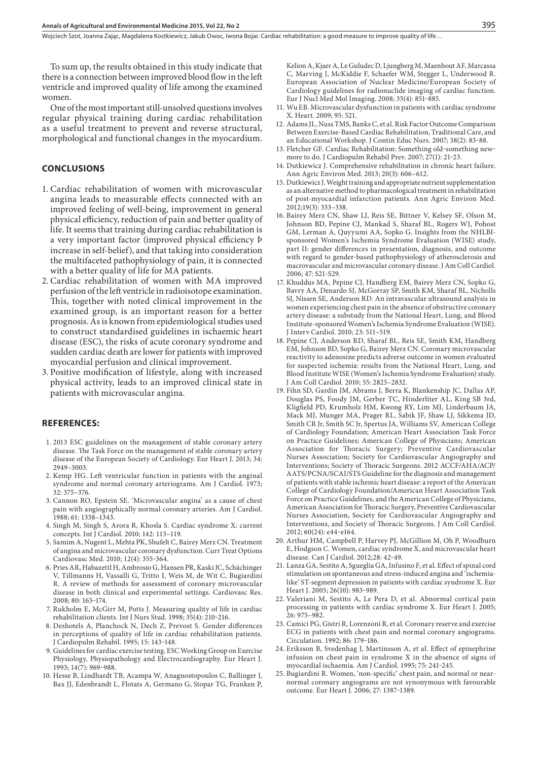To sum up, the results obtained in this study indicate that there is a connection between improved blood flow in the left ventricle and improved quality of life among the examined women.

One of the most important still-unsolved questions involves regular physical training during cardiac rehabilitation as a useful treatment to prevent and reverse structural, morphological and functional changes in the myocardium.

## CONCLUSIONS

1. Cardiac rehabilitation of women with microvascular angina leads to measurable effects connected with an improved feeling of well-being, improvement in general physical efficiency, reduction of pain and better quality of life. It seems that training during cardiac rehabilitation is a very important factor (improved physical efficiency Þ increase in self-belief), and that taking into consideration the multifaceted pathophysiology of pain, it is connected with a better quality of life for MA patients.
2. Cardiac rehabilitation of women with MA improved perfusion of the left ventricle in radioisotope examination. This, together with noted clinical improvement in the examined group, is an important reason for a better prognosis. As is known from epidemiological studies used to construct standardised guidelines in ischaemic heart disease (ESC), the risks of acute coronary syndrome and sudden cardiac death are lower for patients with improved myocardial perfusion and clinical improvement.
3. Positive modification of lifestyle, along with increased physical activity, leads to an improved clinical state in patients with microvascular angina.

## REFERENCES:

1. 2013 ESC guidelines on the management of stable coronary artery disease. The Task Force on the management of stable coronary artery disease of the European Society of Cardiology. Eur Heart J. 2013; 34: 2949–3003.
2. Kemp HG. Left ventricular function in patients with the anginal syndrome and normal coronary arteriograms. Am J Cardiol. 1973; 32: 375–376.
3. Cannon RO, Epstein SE. 'Microvascular angina' as a cause of chest pain with angiographically normal coronary arteries. Am J Cardiol. 1988; 61: 1338–1343.
4. Singh M, Singh S, Arora R, Khosla S. Cardiac syndrome X: current concepts. Int J Cardiol. 2010; 142: 113–119.
5. Samim A, Nugent L, Mehta PK, Shufelt C, Bairey Merz CN. Treatment of angina and microvascular coronary dysfunction. Curr Treat Options Cardiovasc Med. 2010; 12(4): 355–364.
6. Pries AR, Habazettl H, Ambrosio G, Hansen PR, Kaski JC, Schächinger V, Tillmanns H, Vassalli G, Tritto I, Weis M, de Wit C, Bugiardini R. A review of methods for assessment of coronary microvascular disease in both clinical and experimental settings. Cardiovasc Res. 2008; 80: 165–174.
7. Rukholm E, McGirr M, Potts J. Measuring quality of life in cardiac rehabilitation clients. Int J Nurs Stud. 1998; 35(4): 210–216.
8. Deshotels A, Planchock N, Dech Z, Prevost S. Gender differences in perceptions of quality of life in cardiac rehabilitation patients. J Cardiopulm Rehabil. 1995; 15: 143–148.
9. Guidelines for cardiac exercise testing. ESC Working Group on Exercise Physiology, Physiopathology and Electrocardiography. Eur Heart J. 1993; 14(7): 969–988.
10. Hesse B, Lindhardt TB, Acampa W, Anagnostopoulos C, Ballinger J, Bax JJ, Edenbrandt L, Flotats A, Germano G, Stopar TG, Franken P, Kelion A, Kjaer A, Le Guludec D, Ljungberg M, Maenhout AF, Marcassa C, Marving J, McKiddie F, Schaefer WM, Stegger L, Underwood R. European Association of Nuclear Medicine/European Society of Cardiology guidelines for radionuclide imaging of cardiac function. Eur J Nucl Med Mol Imaging. 2008; 35(4): 851–885.
11. Wu EB. Microvascular dysfunction in patients with cardiac syndrome X. Heart. 2009; 95: 521.
12. Adams JL, Nuss TMS, Banks C, et al. Risk Factor Outcome Comparison Between Exercise-Based Cardiac Rehabilitation, Traditional Care, and an Educational Workshop. J Contin Educ Nurs. 2007; 38(2): 83–88.
13. Fletcher GF. Cardiac Rehabilitation: Something old-something new-more to do. J Cardiopulm Rehabil Prev. 2007; 27(1): 21–23.
14. Dutkiewicz J. Comprehensive rehabilitation in chronic heart failure. Ann Agric Environ Med. 2013; 20(3): 606–612.
15. Dutkiewicz J. Weight training and appropriate nutrient supplementation as an alternative method to pharmacological treatment in rehabilitation of post-myocardial infarction patients. Ann Agric Environ Med. 2012;19(3): 333–338.
16. Bairey Merz CN, Shaw LJ, Reis SE, Bittner V, Kelsey SF, Olson M, Johnson BD, Pepine CJ, Mankad S, Sharaf BL, Rogers WJ, Pohost GM, Lerman A, Quyyumi AA, Sopko G. Insights from the NHLBI-sponsored Women's Ischemia Syndrome Evaluation (WISE) study, part II: gender differences in presentation, diagnosis, and outcome with regard to gender-based pathophysiology of atherosclerosis and macrovascular and microvascular coronary disease. J Am Coll Cardiol. 2006; 47: S21-S29.
17. Khuddus MA, Pepine CJ, Handberg EM, Bairey Merz CN, Sopko G, Bavry AA, Denardo SJ, McGorray SP, Smith KM, Sharaf BL, Nicholls SJ, Nissen SE, Anderson RD. An intravascular ultrasound analysis in women experiencing chest pain in the absence of obstructive coronary artery disease: a substudy from the National Heart, Lung, and Blood Institute-sponsored Women's Ischemia Syndrome Evaluation (WISE). J Interv Cardiol. 2010; 23: 511–519.
18. Pepine CJ, Anderson RD, Sharaf BL, Reis SE, Smith KM, Handberg EM, Johnson BD, Sopko G, Bairey Merz CN. Coronary microvascular reactivity to adenosine predicts adverse outcome in women evaluated for suspected ischemia: results from the National Heart, Lung, and Blood Institute WISE (Women's Ischemia Syndrome Evaluation) study. J Am Coll Cardiol. 2010; 55: 2825–2832.
19. Fihn SD, Gardin JM, Abrams J, Berra K, Blankenship JC, Dallas AP, Douglas PS, Foody JM, Gerber TC, Hinderliter AL, King SB 3rd, Kligfield PD, Krumholz HM, Kwong RY, Lim MJ, Linderbaum JA, Mack MJ, Munger MA, Prager RL, Sabik JF, Shaw LJ, Sikkema JD, Smith CR Jr, Smith SC Jr, Spertus JA, Williams SV, American College of Cardiology Foundation; American Heart Association Task Force on Practice Guidelines; American College of Physicians; American Association for Thoracic Surgery; Preventive Cardiovascular Nurses Association; Society for Cardiovascular Angiography and Interventions; Society of Thoracic Surgeons. 2012 ACCF/AHA/ACP/AATS/PCNA/SCAI/STS Guideline for the diagnosis and management of patients with stable ischemic heart disease: a report of the American College of Cardiology Foundation/American Heart Association Task Force on Practice Guidelines, and the American College of Physicians, American Association for Thoracic Surgery, Preventive Cardiovascular Nurses Association, Society for Cardiovascular Angiography and Interventions, and Society of Thoracic Surgeons. J Am Coll Cardiol. 2012; 60(24): e44–e164.
20. Arthur HM, Campbell P, Harvey PJ, McGillion M, Oh P, Woodburn E, Hodgson C. Women, cardiac syndrome X, and microvascular heart disease. Can J Cardiol. 2012;28: 42–49.
21. Lanza GA, Sestito A, Sgueglia GA, Infusino F, et al. Effect of spinal cord stimulation on spontaneous and stress-induced angina and 'ischemia-like' ST-segment depression in patients with cardiac syndrome X. Eur Heart J. 2005; 26(10): 983–989.
22. Valeriani M, Sestito A, Le Pera D, et al. Abnormal cortical pain processing in patients with cardiac syndrome X. Eur Heart J. 2005; 26: 975–982.
23. Camici PG, Gistri R, Lorenzoni R, et al. Coronary reserve and exercise ECG in patients with chest pain and normal coronary angiograms. Circulation. 1992; 86: 179–186.
24. Eriksson B, Svedenhag J, Martinsson A, et al. Effect of epinephrine infusion on chest pain in syndrome X in the absence of signs of myocardial ischaemia. Am J Cardiol. 1995; 75: 241–245.
25. Bugiardini R. Women, 'non-specific' chest pain, and normal or near-normal coronary angiograms are not synonymous with favourable outcome. Eur Heart J. 2006; 27: 1387–1389.